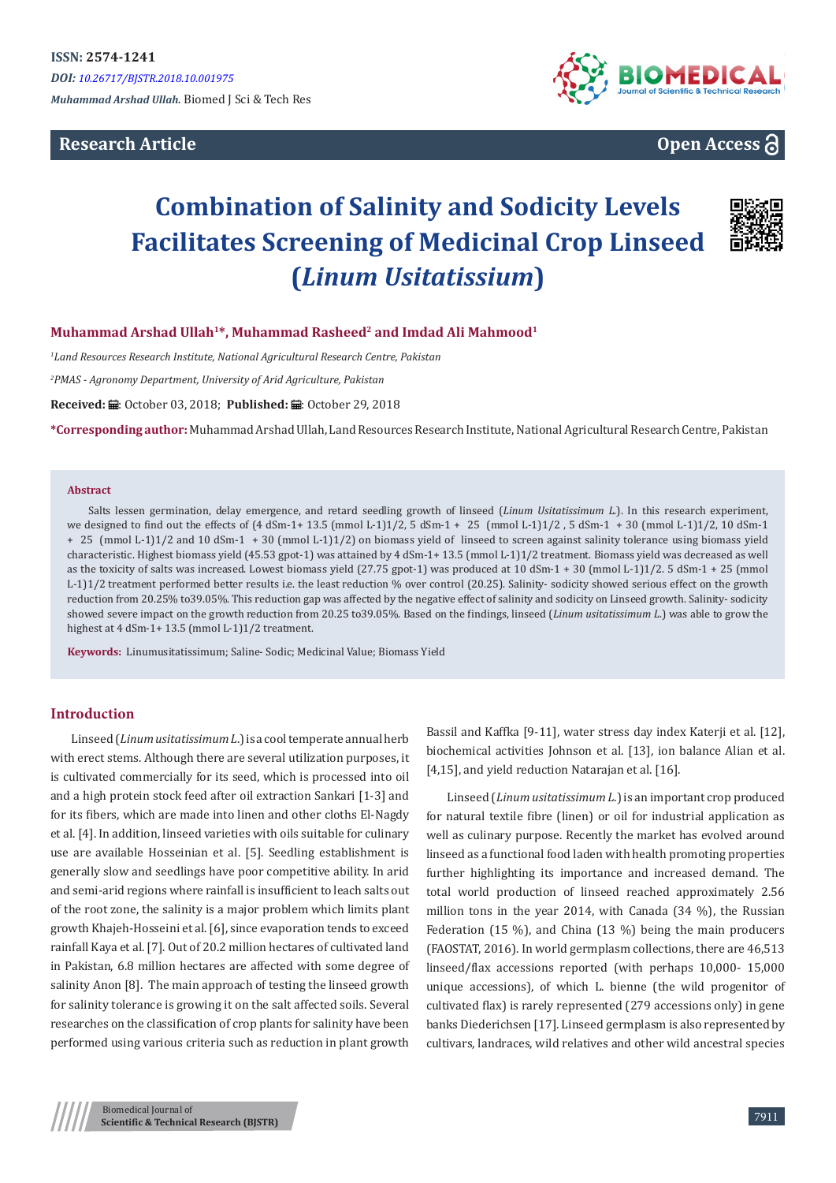ISSN: 2574-1241

*DOI: 10.26717/BJSTR.2018.10.001975*

*Muhammad Arshad Ullah.* Biomed J Sci & Tech Res

**Research Article**

**Open Access**

# Combination of Salinity and Sodicity Levels Facilitates Screening of Medicinal Crop Linseed (*Linum Usitatissium*)

**Muhammad Arshad Ullah[1]\*, Muhammad Rasheed[2] and Imdad Ali Mahmood[1]**

[1] *Land Resources Research Institute, National Agricultural Research Centre, Pakistan*

[2] *PMAS - Agronomy Department, University of Arid Agriculture, Pakistan*

**Received:** October 03, 2018; **Published:** October 29, 2018

**\*Corresponding author:** Muhammad Arshad Ullah, Land Resources Research Institute, National Agricultural Research Centre, Pakistan

## Abstract

Salts lessen germination, delay emergence, and retard seedling growth of linseed (*Linum Usitatissimum L.*). In this research experiment, we designed to find out the effects of (4 dSm-1+ 13.5 (mmol L-1)1/2, 5 dSm-1 + 25 (mmol L-1)1/2 , 5 dSm-1 + 30 (mmol L-1)1/2, 10 dSm-1 + 25 (mmol L-1)1/2 and 10 dSm-1 + 30 (mmol L-1)1/2) on biomass yield of linseed to screen against salinity tolerance using biomass yield characteristic. Highest biomass yield (45.53 gpot-1) was attained by 4 dSm-1+ 13.5 (mmol L-1)1/2 treatment. Biomass yield was decreased as well as the toxicity of salts was increased. Lowest biomass yield (27.75 gpot-1) was produced at 10 dSm-1 + 30 (mmol L-1)1/2. 5 dSm-1 + 25 (mmol L-1)1/2 treatment performed better results i.e. the least reduction % over control (20.25). Salinity- sodicity showed serious effect on the growth reduction from 20.25% to39.05%. This reduction gap was affected by the negative effect of salinity and sodicity on Linseed growth. Salinity- sodicity showed severe impact on the growth reduction from 20.25 to39.05%. Based on the findings, linseed (*Linum usitatissimum L.*) was able to grow the highest at 4 dSm-1+ 13.5 (mmol L-1)1/2 treatment.

**Keywords:** Linumusitatissimum; Saline- Sodic; Medicinal Value; Biomass Yield

## Introduction

Linseed (*Linum usitatissimum L.*) is a cool temperate annual herb with erect stems. Although there are several utilization purposes, it is cultivated commercially for its seed, which is processed into oil and a high protein stock feed after oil extraction Sankari [1-3] and for its fibers, which are made into linen and other cloths El-Nagdy et al. [4]. In addition, linseed varieties with oils suitable for culinary use are available Hosseinian et al. [5]. Seedling establishment is generally slow and seedlings have poor competitive ability. In arid and semi-arid regions where rainfall is insufficient to leach salts out of the root zone, the salinity is a major problem which limits plant growth Khajeh-Hosseini et al. [6], since evaporation tends to exceed rainfall Kaya et al. [7]. Out of 20.2 million hectares of cultivated land in Pakistan, 6.8 million hectares are affected with some degree of salinity Anon [8]. The main approach of testing the linseed growth for salinity tolerance is growing it on the salt affected soils. Several researches on the classification of crop plants for salinity have been performed using various criteria such as reduction in plant growth Bassil and Kaffka [9-11], water stress day index Katerji et al. [12], biochemical activities Johnson et al. [13], ion balance Alian et al. [4,15], and yield reduction Natarajan et al. [16].

Linseed (*Linum usitatissimum L.*) is an important crop produced for natural textile fibre (linen) or oil for industrial application as well as culinary purpose. Recently the market has evolved around linseed as a functional food laden with health promoting properties further highlighting its importance and increased demand. The total world production of linseed reached approximately 2.56 million tons in the year 2014, with Canada (34 %), the Russian Federation (15 %), and China (13 %) being the main producers (FAOSTAT, 2016). In world germplasm collections, there are 46,513 linseed/flax accessions reported (with perhaps 10,000- 15,000 unique accessions), of which L. bienne (the wild progenitor of cultivated flax) is rarely represented (279 accessions only) in gene banks Diederichsen [17]. Linseed germplasm is also represented by cultivars, landraces, wild relatives and other wild ancestral species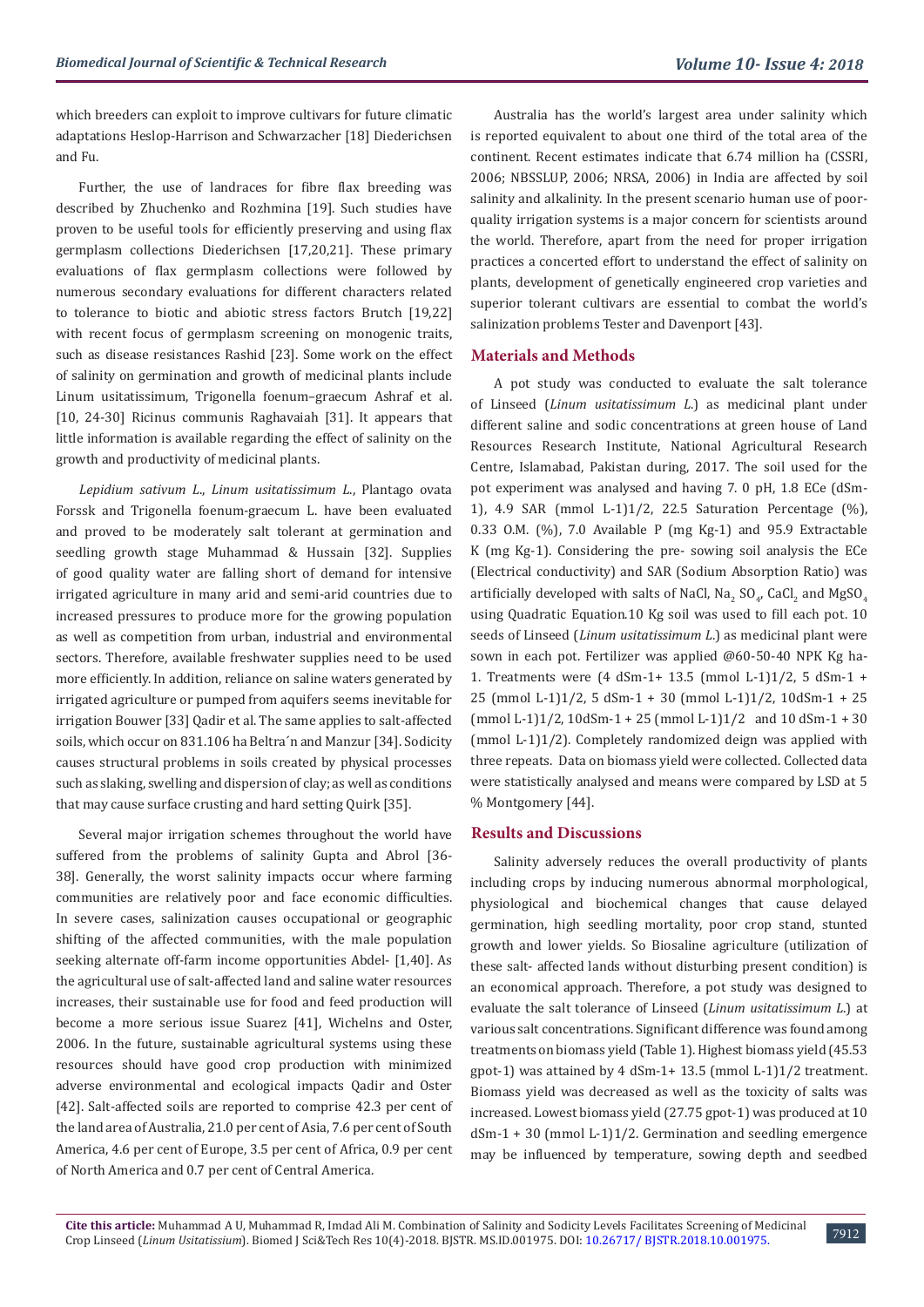which breeders can exploit to improve cultivars for future climatic adaptations Heslop-Harrison and Schwarzacher [18] Diederichsen and Fu.

Further, the use of landraces for fibre flax breeding was described by Zhuchenko and Rozhmina [19]. Such studies have proven to be useful tools for efficiently preserving and using flax germplasm collections Diederichsen [17,20,21]. These primary evaluations of flax germplasm collections were followed by numerous secondary evaluations for different characters related to tolerance to biotic and abiotic stress factors Brutch [19,22] with recent focus of germplasm screening on monogenic traits, such as disease resistances Rashid [23]. Some work on the effect of salinity on germination and growth of medicinal plants include Linum usitatissimum, Trigonella foenum–graecum Ashraf et al. [10, 24-30] Ricinus communis Raghavaiah [31]. It appears that little information is available regarding the effect of salinity on the growth and productivity of medicinal plants.

*Lepidium sativum L*., *Linum usitatissimum L*., Plantago ovata Forssk and Trigonella foenum-graecum L. have been evaluated and proved to be moderately salt tolerant at germination and seedling growth stage Muhammad & Hussain [32]. Supplies of good quality water are falling short of demand for intensive irrigated agriculture in many arid and semi-arid countries due to increased pressures to produce more for the growing population as well as competition from urban, industrial and environmental sectors. Therefore, available freshwater supplies need to be used more efficiently. In addition, reliance on saline waters generated by irrigated agriculture or pumped from aquifers seems inevitable for irrigation Bouwer [33] Qadir et al. The same applies to salt-affected soils, which occur on 831.106 ha Beltra´n and Manzur [34]. Sodicity causes structural problems in soils created by physical processes such as slaking, swelling and dispersion of clay; as well as conditions that may cause surface crusting and hard setting Quirk [35].

Several major irrigation schemes throughout the world have suffered from the problems of salinity Gupta and Abrol [36-38]. Generally, the worst salinity impacts occur where farming communities are relatively poor and face economic difficulties. In severe cases, salinization causes occupational or geographic shifting of the affected communities, with the male population seeking alternate off-farm income opportunities Abdel- [1,40]. As the agricultural use of salt-affected land and saline water resources increases, their sustainable use for food and feed production will become a more serious issue Suarez [41], Wichelns and Oster, 2006. In the future, sustainable agricultural systems using these resources should have good crop production with minimized adverse environmental and ecological impacts Qadir and Oster [42]. Salt-affected soils are reported to comprise 42.3 per cent of the land area of Australia, 21.0 per cent of Asia, 7.6 per cent of South America, 4.6 per cent of Europe, 3.5 per cent of Africa, 0.9 per cent of North America and 0.7 per cent of Central America.

Australia has the world's largest area under salinity which is reported equivalent to about one third of the total area of the continent. Recent estimates indicate that 6.74 million ha (CSSRI, 2006; NBSSLUP, 2006; NRSA, 2006) in India are affected by soil salinity and alkalinity. In the present scenario human use of poor-quality irrigation systems is a major concern for scientists around the world. Therefore, apart from the need for proper irrigation practices a concerted effort to understand the effect of salinity on plants, development of genetically engineered crop varieties and superior tolerant cultivars are essential to combat the world's salinization problems Tester and Davenport [43].

## Materials and Methods

A pot study was conducted to evaluate the salt tolerance of Linseed (*Linum usitatissimum L*.) as medicinal plant under different saline and sodic concentrations at green house of Land Resources Research Institute, National Agricultural Research Centre, Islamabad, Pakistan during, 2017. The soil used for the pot experiment was analysed and having 7. 0 pH, 1.8 ECe (dSm-1), 4.9 SAR (mmol L-1)1/2, 22.5 Saturation Percentage (%), 0.33 O.M. (%), 7.0 Available P (mg Kg-1) and 95.9 Extractable K (mg Kg-1). Considering the pre- sowing soil analysis the ECe (Electrical conductivity) and SAR (Sodium Absorption Ratio) was artificially developed with salts of NaCl, $Na_2SO_4$, $CaCl_2$ and $MgSO_4$ using Quadratic Equation.10 Kg soil was used to fill each pot. 10 seeds of Linseed (*Linum usitatissimum L*.) as medicinal plant were sown in each pot. Fertilizer was applied @60-50-40 NPK Kg ha-1. Treatments were (4 dSm-1+ 13.5 (mmol L-1)1/2, 5 dSm-1 + 25 (mmol L-1)1/2, 5 dSm-1 + 30 (mmol L-1)1/2, 10dSm-1 + 25 (mmol L-1)1/2, 10dSm-1 + 25 (mmol L-1)1/2 and 10 dSm-1 + 30 (mmol L-1)1/2). Completely randomized deign was applied with three repeats. Data on biomass yield were collected. Collected data were statistically analysed and means were compared by LSD at 5 % Montgomery [44].

## Results and Discussions

Salinity adversely reduces the overall productivity of plants including crops by inducing numerous abnormal morphological, physiological and biochemical changes that cause delayed germination, high seedling mortality, poor crop stand, stunted growth and lower yields. So Biosaline agriculture (utilization of these salt- affected lands without disturbing present condition) is an economical approach. Therefore, a pot study was designed to evaluate the salt tolerance of Linseed (*Linum usitatissimum L*.) at various salt concentrations. Significant difference was found among treatments on biomass yield (Table 1). Highest biomass yield (45.53 gpot-1) was attained by 4 dSm-1+ 13.5 (mmol L-1)1/2 treatment. Biomass yield was decreased as well as the toxicity of salts was increased. Lowest biomass yield (27.75 gpot-1) was produced at 10 dSm-1 + 30 (mmol L-1)1/2. Germination and seedling emergence may be influenced by temperature, sowing depth and seedbed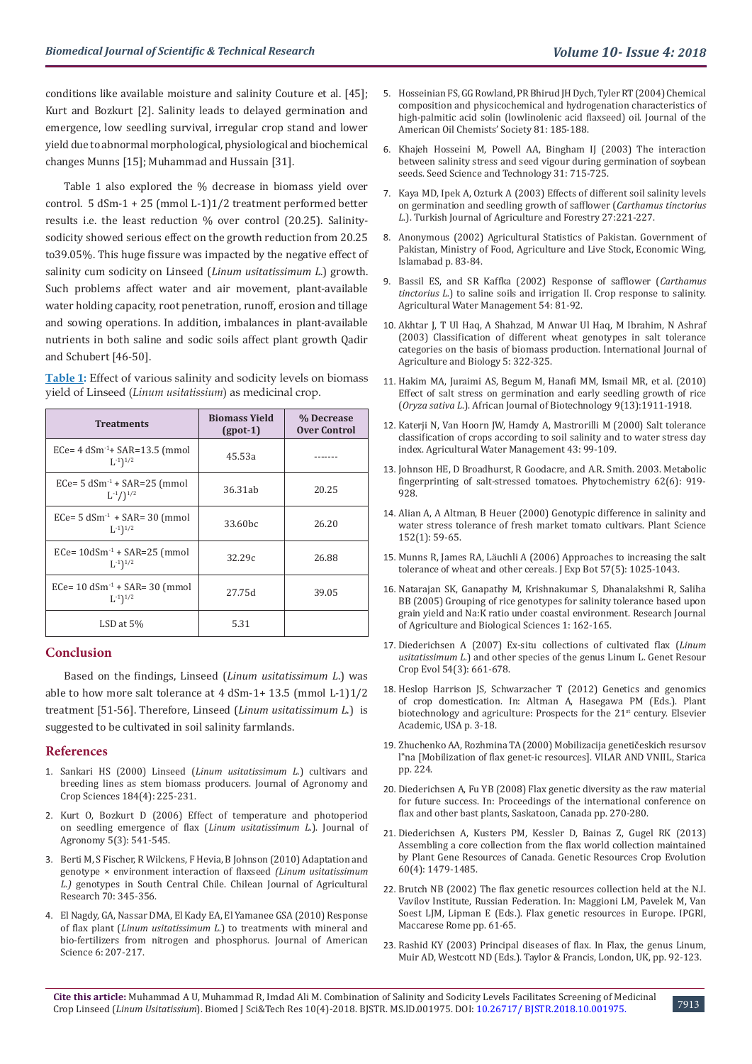conditions like available moisture and salinity Couture et al. [45]; Kurt and Bozkurt [2]. Salinity leads to delayed germination and emergence, low seedling survival, irregular crop stand and lower yield due to abnormal morphological, physiological and biochemical changes Munns [15]; Muhammad and Hussain [31].

Table 1 also explored the % decrease in biomass yield over control. 5 dSm-1 + 25 (mmol L-1)1/2 treatment performed better results i.e. the least reduction % over control (20.25). Salinity-sodicity showed serious effect on the growth reduction from 20.25 to39.05%. This huge fissure was impacted by the negative effect of salinity cum sodicity on Linseed (*Linum usitatissimum L.*) growth. Such problems affect water and air movement, plant-available water holding capacity, root penetration, runoff, erosion and tillage and sowing operations. In addition, imbalances in plant-available nutrients in both saline and sodic soils affect plant growth Qadir and Schubert [46-50].

**Table 1:** Effect of various salinity and sodicity levels on biomass yield of Linseed (*Linum usitatissium*) as medicinal crop.

| Treatments | Biomass Yield (gpot-1) | % Decrease Over Control |
|---|---|---|
| ECe= 4 $dSm^{-1}$+ SAR=13.5 (mmol $L^{-1})^{1/2}$ | 45.53a | ------- |
| ECe= 5 $dSm^{-1}$ + SAR=25 (mmol $L^{-1}/)^{1/2}$ | 36.31ab | 20.25 |
| ECe= 5 $dSm^{-1}$ + SAR= 30 (mmol $L^{-1})^{1/2}$ | 33.60bc | 26.20 |
| ECe= 10$dSm^{-1}$ + SAR=25 (mmol $L^{-1})^{1/2}$ | 32.29c | 26.88 |
| ECe= 10 $dSm^{-1}$ + SAR= 30 (mmol $L^{-1})^{1/2}$ | 27.75d | 39.05 |
| LSD at 5% | 5.31 | |

## Conclusion

Based on the findings, Linseed (*Linum usitatissimum L.*) was able to how more salt tolerance at 4 dSm-1+ 13.5 (mmol L-1)1/2 treatment [51-56]. Therefore, Linseed (*Linum usitatissimum L.*) is suggested to be cultivated in soil salinity farmlands.

## References

1. Sankari HS (2000) Linseed (*Linum usitatissimum L.*) cultivars and breeding lines as stem biomass producers. Journal of Agronomy and Crop Sciences 184(4): 225-231.
2. Kurt O, Bozkurt D (2006) Effect of temperature and photoperiod on seedling emergence of flax (*Linum usitatissimum L.*). Journal of Agronomy 5(3): 541-545.
3. Berti M, S Fischer, R Wilckens, F Hevia, B Johnson (2010) Adaptation and genotype × environment interaction of flaxseed *(Linum usitatissimum L.)* genotypes in South Central Chile. Chilean Journal of Agricultural Research 70: 345-356.
4. El Nagdy, GA, Nassar DMA, El Kady EA, El Yamanee GSA (2010) Response of flax plant (*Linum usitatissimum L.*) to treatments with mineral and bio-fertilizers from nitrogen and phosphorus. Journal of American Science 6: 207-217.
5. Hosseinian FS, GG Rowland, PR Bhirud JH Dych, Tyler RT (2004) Chemical composition and physicochemical and hydrogenation characteristics of high-palmitic acid solin (lowlinolenic acid flaxseed) oil. Journal of the American Oil Chemists' Society 81: 185-188.
6. Khajeh Hosseini M, Powell AA, Bingham IJ (2003) The interaction between salinity stress and seed vigour during germination of soybean seeds. Seed Science and Technology 31: 715-725.
7. Kaya MD, Ipek A, Ozturk A (2003) Effects of different soil salinity levels on germination and seedling growth of safflower (*Carthamus tinctorius L.*). Turkish Journal of Agriculture and Forestry 27:221-227.
8. Anonymous (2002) Agricultural Statistics of Pakistan. Government of Pakistan, Ministry of Food, Agriculture and Live Stock, Economic Wing, Islamabad p. 83-84.
9. Bassil ES, and SR Kaffka (2002) Response of safflower (*Carthamus tinctorius L.*) to saline soils and irrigation II. Crop response to salinity. Agricultural Water Management 54: 81-92.
10. Akhtar J, T Ul Haq, A Shahzad, M Anwar Ul Haq, M Ibrahim, N Ashraf (2003) Classification of different wheat genotypes in salt tolerance categories on the basis of biomass production. International Journal of Agriculture and Biology 5: 322-325.
11. Hakim MA, Juraimi AS, Begum M, Hanafi MM, Ismail MR, et al. (2010) Effect of salt stress on germination and early seedling growth of rice (*Oryza sativa L.*). African Journal of Biotechnology 9(13):1911-1918.
12. Katerji N, Van Hoorn JW, Hamdy A, Mastrorilli M (2000) Salt tolerance classification of crops according to soil salinity and to water stress day index. Agricultural Water Management 43: 99-109.
13. Johnson HE, D Broadhurst, R Goodacre, and A.R. Smith. 2003. Metabolic fingerprinting of salt-stressed tomatoes. Phytochemistry 62(6): 919-928.
14. Alian A, A Altman, B Heuer (2000) Genotypic difference in salinity and water stress tolerance of fresh market tomato cultivars. Plant Science 152(1): 59-65.
15. Munns R, James RA, Läuchli A (2006) Approaches to increasing the salt tolerance of wheat and other cereals. J Exp Bot 57(5): 1025-1043.
16. Natarajan SK, Ganapathy M, Krishnakumar S, Dhanalakshmi R, Saliha BB (2005) Grouping of rice genotypes for salinity tolerance based upon grain yield and Na:K ratio under coastal environment. Research Journal of Agriculture and Biological Sciences 1: 162-165.
17. Diederichsen A (2007) Ex-situ collections of cultivated flax (*Linum usitatissimum L.*) and other species of the genus Linum L. Genet Resour Crop Evol 54(3): 661-678.
18. Heslop Harrison JS, Schwarzacher T (2012) Genetics and genomics of crop domestication. In: Altman A, Hasegawa PM (Eds.). Plant biotechnology and agriculture: Prospects for the 21st century. Elsevier Academic, USA p. 3-18.
19. Zhuchenko AA, Rozhmina TA (2000) Mobilizacija genetičeskich resursov l"na [Mobilization of flax genet-ic resources]. VILAR AND VNIIL, Starica pp. 224.
20. Diederichsen A, Fu YB (2008) Flax genetic diversity as the raw material for future success. In: Proceedings of the international conference on flax and other bast plants, Saskatoon, Canada pp. 270-280.
21. Diederichsen A, Kusters PM, Kessler D, Bainas Z, Gugel RK (2013) Assembling a core collection from the flax world collection maintained by Plant Gene Resources of Canada. Genetic Resources Crop Evolution 60(4): 1479-1485.
22. Brutch NB (2002) The flax genetic resources collection held at the N.I. Vavilov Institute, Russian Federation. In: Maggioni LM, Pavelek M, Van Soest LJM, Lipman E (Eds.). Flax genetic resources in Europe. IPGRI, Maccarese Rome pp. 61-65.
23. Rashid KY (2003) Principal diseases of flax. In Flax, the genus Linum, Muir AD, Westcott ND (Eds.). Taylor & Francis, London, UK, pp. 92-123.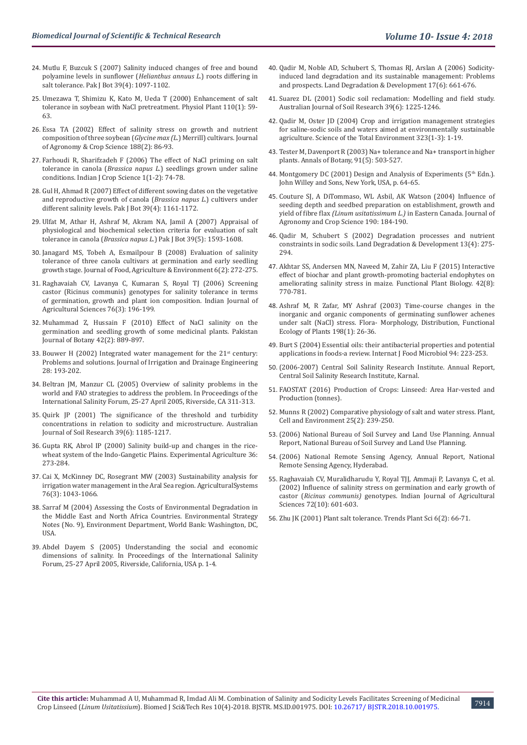24. Mutlu F, Buzcuk S (2007) Salinity induced changes of free and bound polyamine levels in sunflower (*Helianthus annuus L.*) roots differing in salt tolerance. Pak J Bot 39(4): 1097-1102.
25. Umezawa T, Shimizu K, Kato M, Ueda T (2000) Enhancement of salt tolerance in soybean with NaCl pretreatment. Physiol Plant 110(1): 59-63.
26. Essa TA (2002) Effect of salinity stress on growth and nutrient composition of three soybean (*Glycine max (L.*) Merrill) cultivars. Journal of Agronomy & Crop Science 188(2): 86-93.
27. Farhoudi R, Sharifzadeh F (2006) The effect of NaCl priming on salt tolerance in canola (*Brassica napus L.*) seedlings grown under saline conditions. Indian J Crop Science 1(1-2): 74-78.
28. Gul H, Ahmad R (2007) Effect of different sowing dates on the vegetative and reproductive growth of canola (*Brassica napus L.*) cultivers under different salinity levels. Pak J Bot 39(4): 1161-1172.
29. Ulfat M, Athar H, Ashraf M, Akram NA, Jamil A (2007) Appraisal of physiological and biochemical selection criteria for evaluation of salt tolerance in canola (*Brassica napus L.*) Pak J Bot 39(5): 1593-1608.
30. Janagard MS, Tobeh A, Esmailpour B (2008) Evaluation of salinity tolerance of three canola cultivars at germination and early seedling growth stage. Journal of Food, Agriculture & Environment 6(2): 272-275.
31. Raghavaiah CV, Lavanya C, Kumaran S, Royal TJ (2006) Screening castor (Ricinus communis) genotypes for salinity tolerance in terms of germination, growth and plant ion composition. Indian Journal of Agricultural Sciences 76(3): 196-199.
32. Muhammad Z, Hussain F (2010) Effect of NaCl salinity on the germination and seedling growth of some medicinal plants. Pakistan Journal of Botany 42(2): 889-897.
33. Bouwer H (2002) Integrated water management for the 21st century: Problems and solutions. Journal of Irrigation and Drainage Engineering 28: 193-202.
34. Beltran JM, Manzur CL (2005) Overview of salinity problems in the world and FAO strategies to address the problem. In Proceedings of the International Salinity Forum, 25-27 April 2005, Riverside, CA 311-313.
35. Quirk JP (2001) The significance of the threshold and turbidity concentrations in relation to sodicity and microstructure. Australian Journal of Soil Research 39(6): 1185-1217.
36. Gupta RK, Abrol IP (2000) Salinity build-up and changes in the rice-wheat system of the Indo-Gangetic Plains. Experimental Agriculture 36: 273-284.
37. Cai X, McKinney DC, Rosegrant MW (2003) Sustainability analysis for irrigation water management in the Aral Sea region. AgriculturalSystems 76(3): 1043-1066.
38. Sarraf M (2004) Assessing the Costs of Environmental Degradation in the Middle East and North Africa Countries. Environmental Strategy Notes (No. 9), Environment Department, World Bank: Washington, DC, USA.
39. Abdel Dayem S (2005) Understanding the social and economic dimensions of salinity. In Proceedings of the International Salinity Forum, 25-27 April 2005, Riverside, California, USA p. 1-4.
40. Qadir M, Noble AD, Schubert S, Thomas RJ, Arslan A (2006) Sodicity-induced land degradation and its sustainable management: Problems and prospects. Land Degradation & Development 17(6): 661-676.
41. Suarez DL (2001) Sodic soil reclamation: Modelling and field study. Australian Journal of Soil Research 39(6): 1225-1246.
42. Qadir M, Oster JD (2004) Crop and irrigation management strategies for saline-sodic soils and waters aimed at environmentally sustainable agriculture. Science of the Total Environment 323(1-3): 1-19.
43. Tester M, Davenport R (2003) Na+ tolerance and Na+ transport in higher plants. Annals of Botany, 91(5): 503-527.
44. Montgomery DC (2001) Design and Analysis of Experiments (5th Edn.). John Willey and Sons, New York, USA, p. 64-65.
45. Couture SJ, A DiTommaso, WL Asbil, AK Watson (2004) Influence of seeding depth and seedbed preparation on establishment, growth and yield of fibre flax *(Linum usitatissimum L.)* in Eastern Canada. Journal of Agronomy and Crop Science 190: 184-190.
46. Qadir M, Schubert S (2002) Degradation processes and nutrient constraints in sodic soils. Land Degradation & Development 13(4): 275-294.
47. Akhtar SS, Andersen MN, Naveed M, Zahir ZA, Liu F (2015) Interactive effect of biochar and plant growth-promoting bacterial endophytes on ameliorating salinity stress in maize. Functional Plant Biology. 42(8): 770-781.
48. Ashraf M, R Zafar, MY Ashraf (2003) Time-course changes in the inorganic and organic components of germinating sunflower achenes under salt (NaCl) stress. Flora- Morphology, Distribution, Functional Ecology of Plants 198(1): 26-36.
49. Burt S (2004) Essential oils: their antibacterial properties and potential applications in foods-a review. Internat J Food Microbiol 94: 223-253.
50. (2006-2007) Central Soil Salinity Research Institute. Annual Report, Central Soil Salinity Research Institute, Karnal.
51. FAOSTAT (2016) Production of Crops: Linseed: Area Har-vested and Production (tonnes).
52. Munns R (2002) Comparative physiology of salt and water stress. Plant, Cell and Environment 25(2): 239-250.
53. (2006) National Bureau of Soil Survey and Land Use Planning. Annual Report, National Bureau of Soil Survey and Land Use Planning.
54. (2006) National Remote Sensing Agency, Annual Report, National Remote Sensing Agency, Hyderabad.
55. Raghavaiah CV, Muralidharudu Y, Royal TJJ, Ammaji P, Lavanya C, et al. (2002) Influence of salinity stress on germination and early growth of castor (*Ricinus communis)* genotypes. Indian Journal of Agricultural Sciences 72(10): 601-603.
56. Zhu JK (2001) Plant salt tolerance. Trends Plant Sci 6(2): 66-71.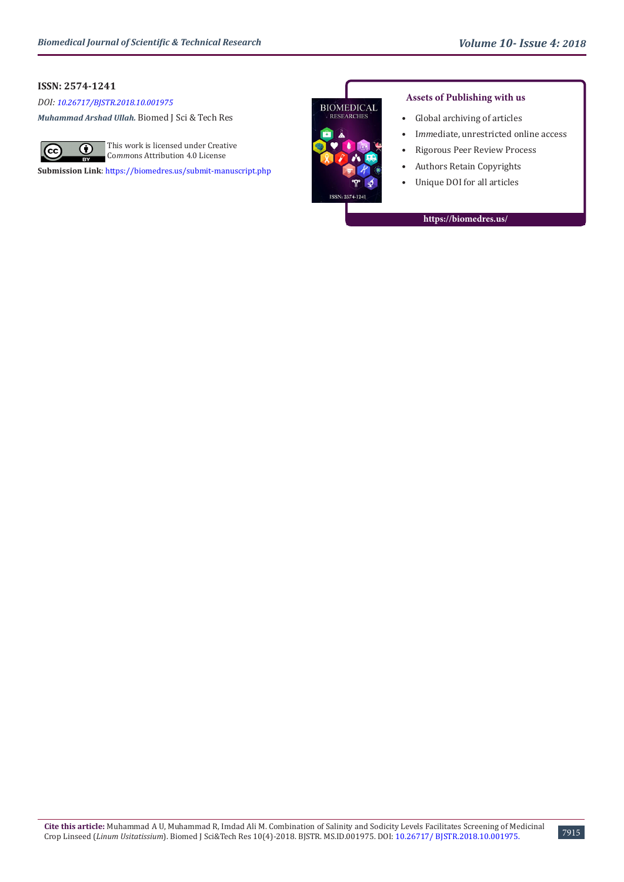**ISSN: 2574-1241**

*DOI: 10.26717/BJSTR.2018.10.001975*

***Muhammad Arshad Ullah.*** Biomed J Sci & Tech Res

This work is licensed under Creative Commons Attribution 4.0 License

**Submission Link**: https://biomedres.us/submit-manuscript.php

### Assets of Publishing with us

- Global archiving of articles
- Immediate, unrestricted online access
- Rigorous Peer Review Process
- Authors Retain Copyrights
- Unique DOI for all articles

**https://biomedres.us/**

**Cite this article:** Muhammad A U, Muhammad R, Imdad Ali M. Combination of Salinity and Sodicity Levels Facilitates Screening of Medicinal Crop Linseed (*Linum Usitatissium*). Biomed J Sci&Tech Res 10(4)-2018. BJSTR. MS.ID.001975. DOI: 10.26717/ BJSTR.2018.10.001975.